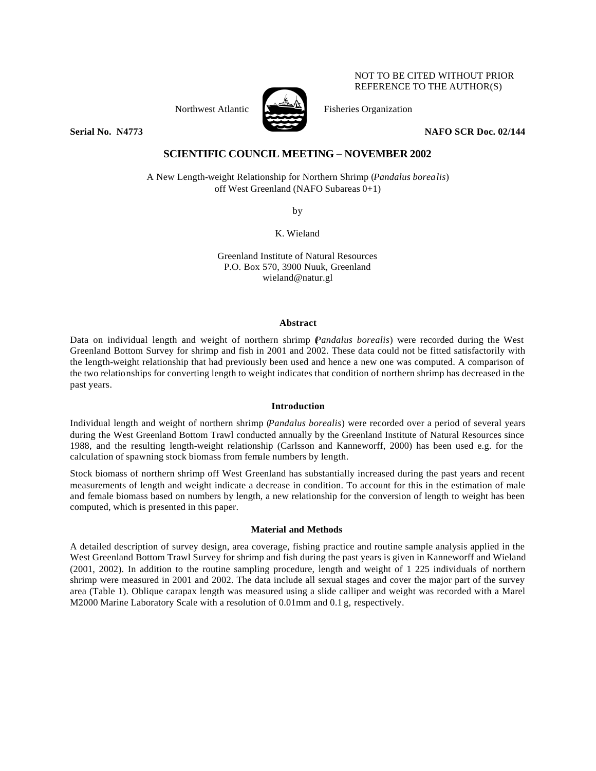NOT TO BE CITED WITHOUT PRIOR REFERENCE TO THE AUTHOR(S)

Northwest Atlantic Fisheries Organization

**Serial No. N4773** **NAFO SCR Doc. 02/144**

## SCIENTIFIC COUNCIL MEETING – NOVEMBER 2002

A New Length-weight Relationship for Northern Shrimp (*Pandalus borealis*) off West Greenland (NAFO Subareas 0+1)

by

K. Wieland

Greenland Institute of Natural Resources
P.O. Box 570, 3900 Nuuk, Greenland
wieland@natur.gl

### Abstract

Data on individual length and weight of northern shrimp (*Pandalus borealis*) were recorded during the West Greenland Bottom Survey for shrimp and fish in 2001 and 2002. These data could not be fitted satisfactorily with the length-weight relationship that had previously been used and hence a new one was computed. A comparison of the two relationships for converting length to weight indicates that condition of northern shrimp has decreased in the past years.

### Introduction

Individual length and weight of northern shrimp (*Pandalus borealis*) were recorded over a period of several years during the West Greenland Bottom Trawl conducted annually by the Greenland Institute of Natural Resources since 1988, and the resulting length-weight relationship (Carlsson and Kanneworff, 2000) has been used e.g. for the calculation of spawning stock biomass from female numbers by length.

Stock biomass of northern shrimp off West Greenland has substantially increased during the past years and recent measurements of length and weight indicate a decrease in condition. To account for this in the estimation of male and female biomass based on numbers by length, a new relationship for the conversion of length to weight has been computed, which is presented in this paper.

### Material and Methods

A detailed description of survey design, area coverage, fishing practice and routine sample analysis applied in the West Greenland Bottom Trawl Survey for shrimp and fish during the past years is given in Kanneworff and Wieland (2001, 2002). In addition to the routine sampling procedure, length and weight of 1 225 individuals of northern shrimp were measured in 2001 and 2002. The data include all sexual stages and cover the major part of the survey area (Table 1). Oblique carapax length was measured using a slide calliper and weight was recorded with a Marel M2000 Marine Laboratory Scale with a resolution of 0.01mm and 0.1 g, respectively.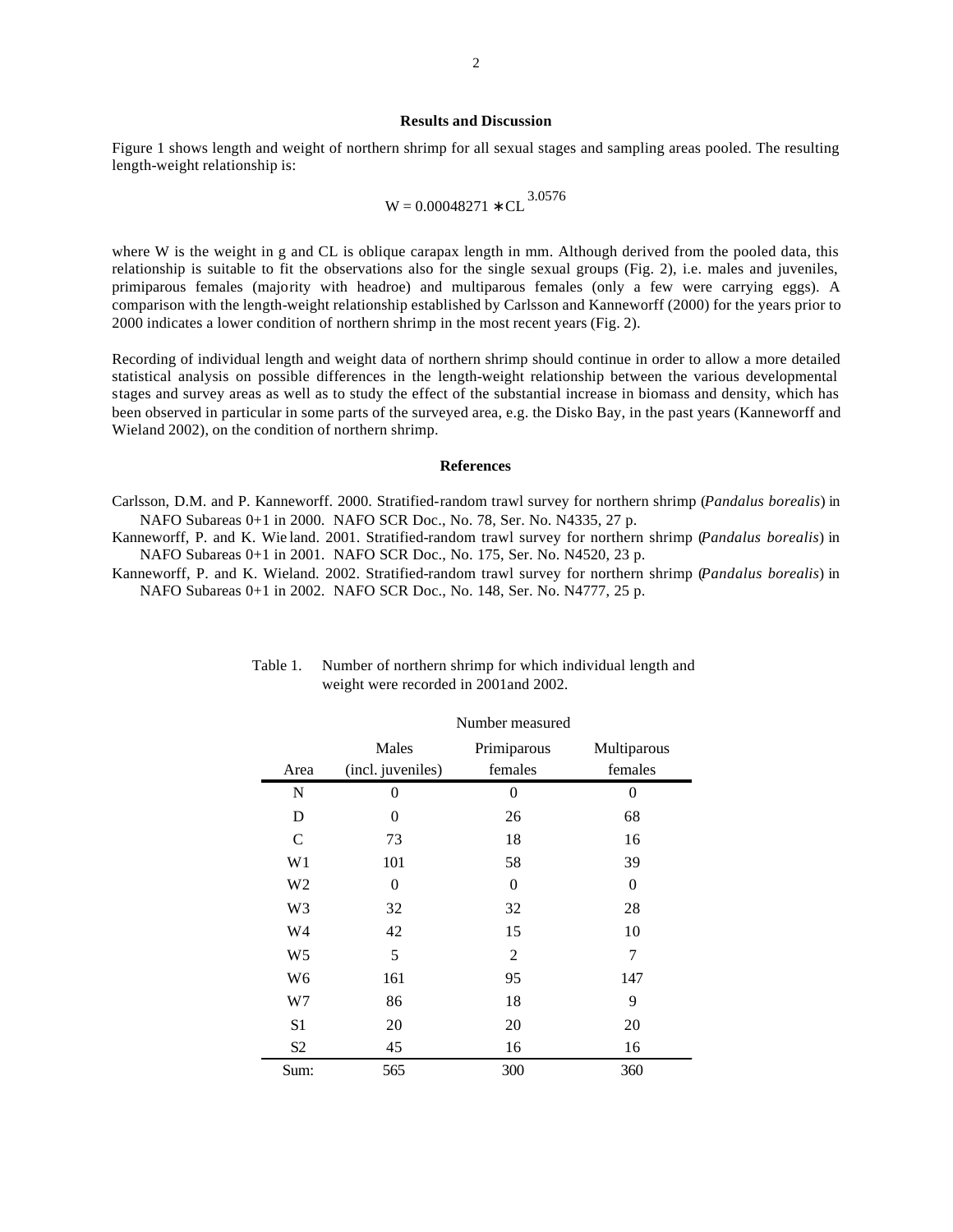## Results and Discussion

Figure 1 shows length and weight of northern shrimp for all sexual stages and sampling areas pooled. The resulting length-weight relationship is:

$$W = 0.00048271 * CL^{3.0576}$$

where W is the weight in g and CL is oblique carapax length in mm. Although derived from the pooled data, this relationship is suitable to fit the observations also for the single sexual groups (Fig. 2), i.e. males and juveniles, primiparous females (majority with headroe) and multiparous females (only a few were carrying eggs). A comparison with the length-weight relationship established by Carlsson and Kanneworff (2000) for the years prior to 2000 indicates a lower condition of northern shrimp in the most recent years (Fig. 2).

Recording of individual length and weight data of northern shrimp should continue in order to allow a more detailed statistical analysis on possible differences in the length-weight relationship between the various developmental stages and survey areas as well as to study the effect of the substantial increase in biomass and density, which has been observed in particular in some parts of the surveyed area, e.g. the Disko Bay, in the past years (Kanneworff and Wieland 2002), on the condition of northern shrimp.

## References

Carlsson, D.M. and P. Kanneworff. 2000. Stratified-random trawl survey for northern shrimp (*Pandalus borealis*) in NAFO Subareas 0+1 in 2000. NAFO SCR Doc., No. 78, Ser. No. N4335, 27 p.

Kanneworff, P. and K. Wieland. 2001. Stratified-random trawl survey for northern shrimp (*Pandalus borealis*) in NAFO Subareas 0+1 in 2001. NAFO SCR Doc., No. 175, Ser. No. N4520, 23 p.

Kanneworff, P. and K. Wieland. 2002. Stratified-random trawl survey for northern shrimp (*Pandalus borealis*) in NAFO Subareas 0+1 in 2002. NAFO SCR Doc., No. 148, Ser. No. N4777, 25 p.

Table 1. Number of northern shrimp for which individual length and weight were recorded in 2001and 2002.

| | Number measured | | |
|---|---|---|---|
| Area | Males (incl. juveniles) | Primiparous females | Multiparous females |
| N | 0 | 0 | 0 |
| D | 0 | 26 | 68 |
| C | 73 | 18 | 16 |
| W1 | 101 | 58 | 39 |
| W2 | 0 | 0 | 0 |
| W3 | 32 | 32 | 28 |
| W4 | 42 | 15 | 10 |
| W5 | 5 | 2 | 7 |
| W6 | 161 | 95 | 147 |
| W7 | 86 | 18 | 9 |
| S1 | 20 | 20 | 20 |
| S2 | 45 | 16 | 16 |
| Sum: | 565 | 300 | 360 |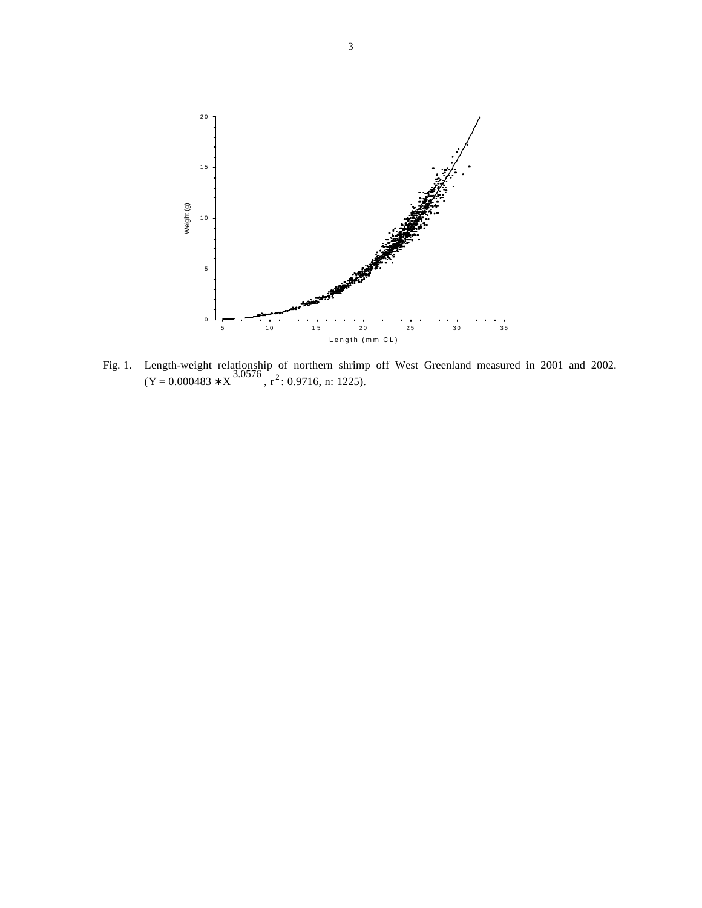Fig. 1. Length-weight relationship of northern shrimp off West Greenland measured in 2001 and 2002. ($Y = 0.000483 * X^{3.0576}$, $r^2$: 0.9716, n: 1225).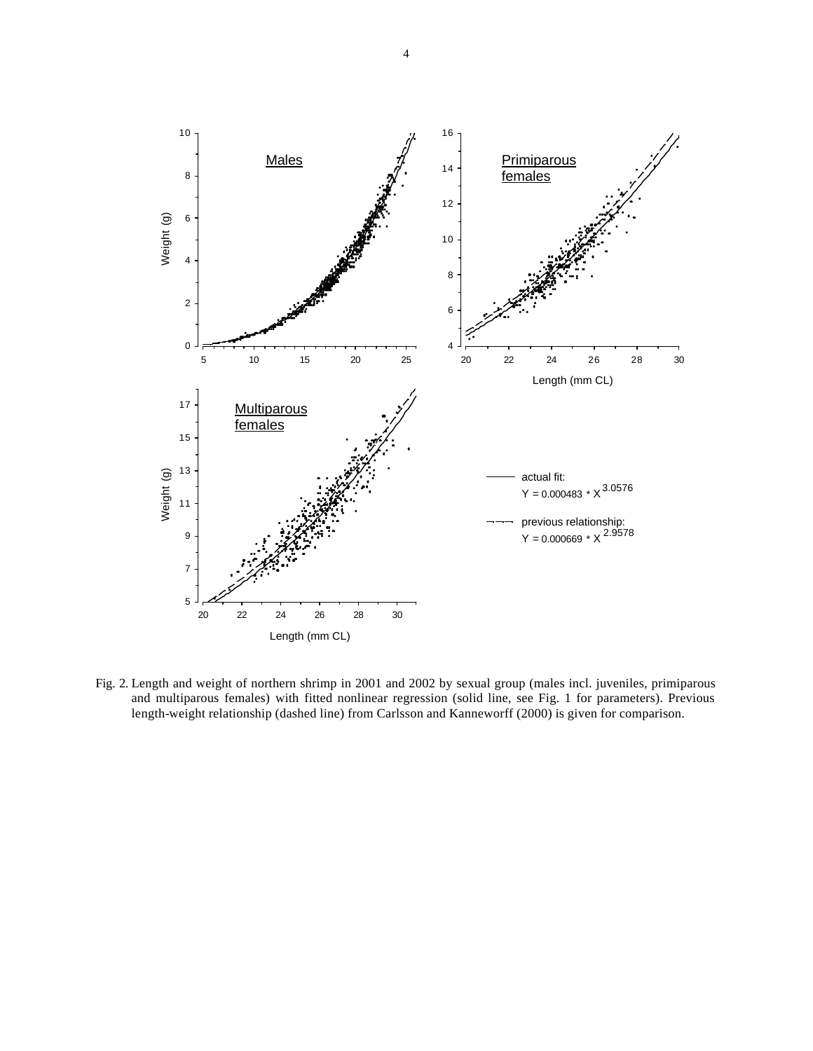Males

Weight (g)

0
2
4
6
8
10

5 10 15 20 25

Primiparous females

4
6
8
10
12
14
16

20 22 24 26 28 30

Length (mm CL)

Multiparous females

Weight (g)

5
7
9
11
13
15
17

20 22 24 26 28 30

Length (mm CL)

actual fit:
$Y = 0.000483 * X^{3.0576}$

previous relationship:
$Y = 0.000669 * X^{2.9578}$

Fig. 2. Length and weight of northern shrimp in 2001 and 2002 by sexual group (males incl. juveniles, primiparous and multiparous females) with fitted nonlinear regression (solid line, see Fig. 1 for parameters). Previous length-weight relationship (dashed line) from Carlsson and Kanneworff (2000) is given for comparison.